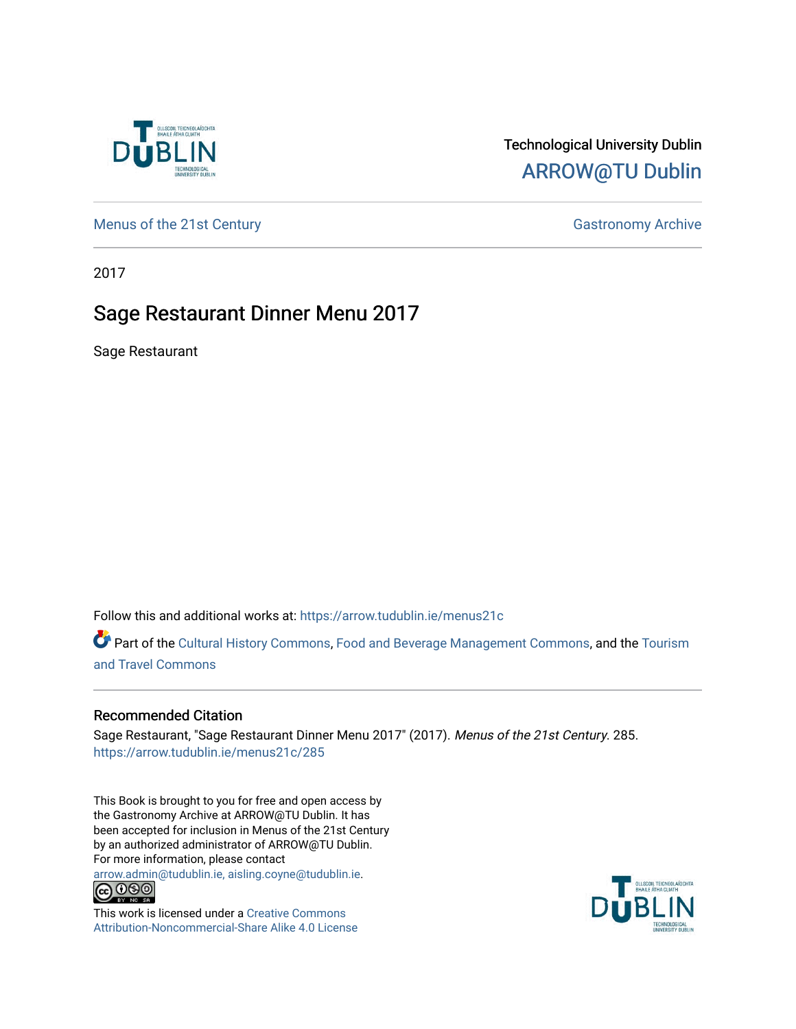Technological University Dublin

ARROW@TU Dublin

Menus of the 21st Century

Gastronomy Archive

2017

# Sage Restaurant Dinner Menu 2017

Sage Restaurant

Follow this and additional works at: https://arrow.tudublin.ie/menus21c

Part of the Cultural History Commons, Food and Beverage Management Commons, and the Tourism and Travel Commons

## Recommended Citation

Sage Restaurant, "Sage Restaurant Dinner Menu 2017" (2017). *Menus of the 21st Century*. 285.
https://arrow.tudublin.ie/menus21c/285

This Book is brought to you for free and open access by the Gastronomy Archive at ARROW@TU Dublin. It has been accepted for inclusion in Menus of the 21st Century by an authorized administrator of ARROW@TU Dublin. For more information, please contact arrow.admin@tudublin.ie, aisling.coyne@tudublin.ie.

This work is licensed under a Creative Commons Attribution-Noncommercial-Share Alike 4.0 License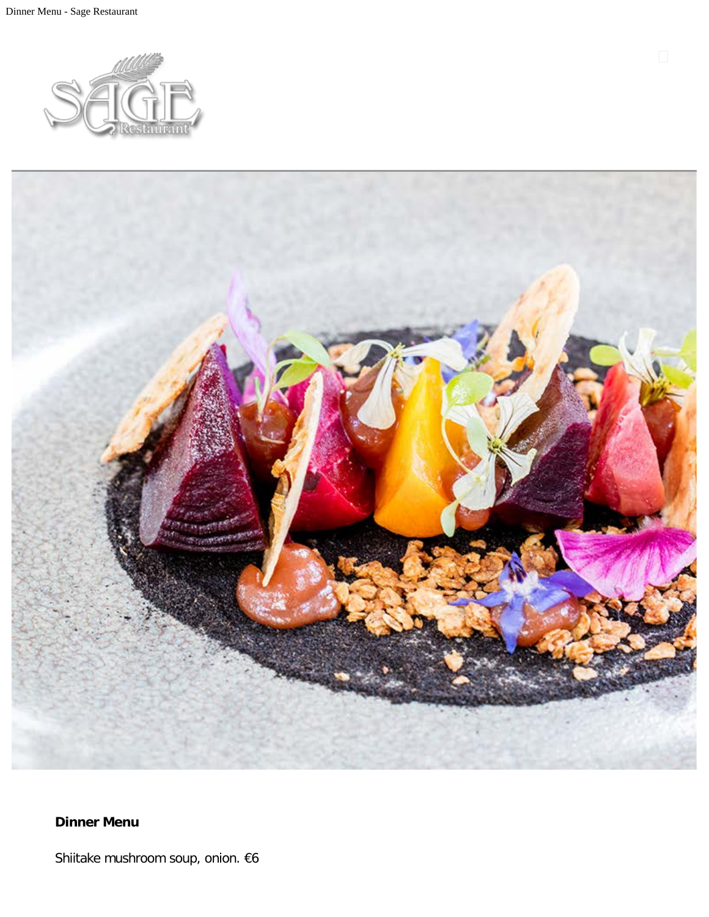**Dinner Menu**

Shiitake mushroom soup, onion. €6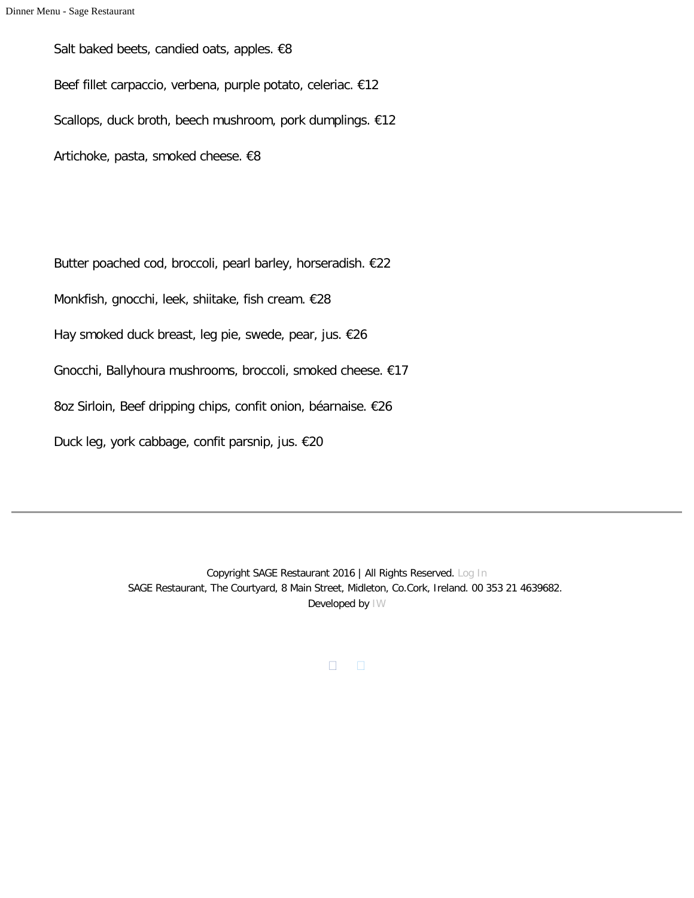Salt baked beets, candied oats, apples. €8

Beef fillet carpaccio, verbena, purple potato, celeriac. €12

Scallops, duck broth, beech mushroom, pork dumplings. €12

Artichoke, pasta, smoked cheese. €8

Butter poached cod, broccoli, pearl barley, horseradish. €22

Monkfish, gnocchi, leek, shiitake, fish cream. €28

Hay smoked duck breast, leg pie, swede, pear, jus. €26

Gnocchi, Ballyhoura mushrooms, broccoli, smoked cheese. €17

8oz Sirloin, Beef dripping chips, confit onion, béarnaise. €26

Duck leg, york cabbage, confit parsnip, jus. €20

---

Copyright SAGE Restaurant 2016 | All Rights Reserved. Log In
SAGE Restaurant, The Courtyard, 8 Main Street, Midleton, Co.Cork, Ireland. 00 353 21 4639682.
Developed by IW